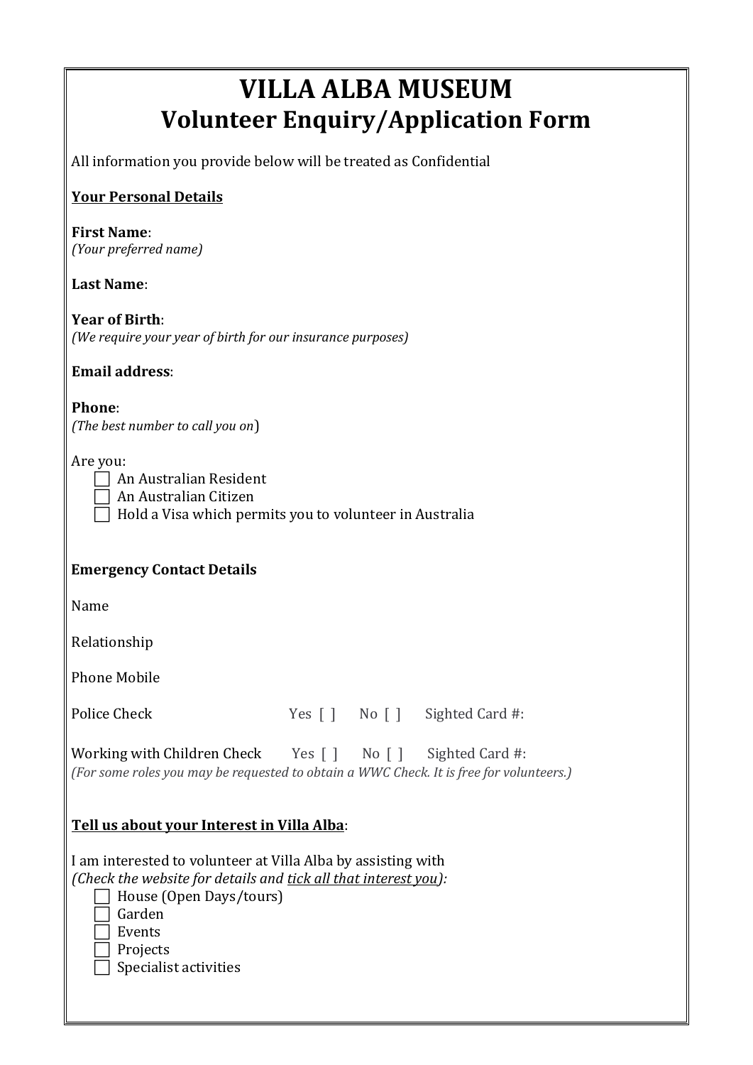# VILLA ALBA MUSEUM
## Volunteer Enquiry/Application Form

All information you provide below will be treated as Confidential

**Your Personal Details**

**First Name**:
*(Your preferred name)*

**Last Name**:

**Year of Birth**:
*(We require your year of birth for our insurance purposes)*

**Email address**:

**Phone**:
*(The best number to call you on)*

Are you:
- ☐ An Australian Resident
- ☐ An Australian Citizen
- ☐ Hold a Visa which permits you to volunteer in Australia

**Emergency Contact Details**

Name

Relationship

Phone Mobile

Police Check Yes [ ] No [ ] Sighted Card #:

Working with Children Check Yes [ ] No [ ] Sighted Card #:
*(For some roles you may be requested to obtain a WWC Check. It is free for volunteers.)*

**Tell us about your Interest in Villa Alba**:

I am interested to volunteer at Villa Alba by assisting with
*(Check the website for details and tick all that interest you):*
- ☐ House (Open Days/tours)
- ☐ Garden
- ☐ Events
- ☐ Projects
- ☐ Specialist activities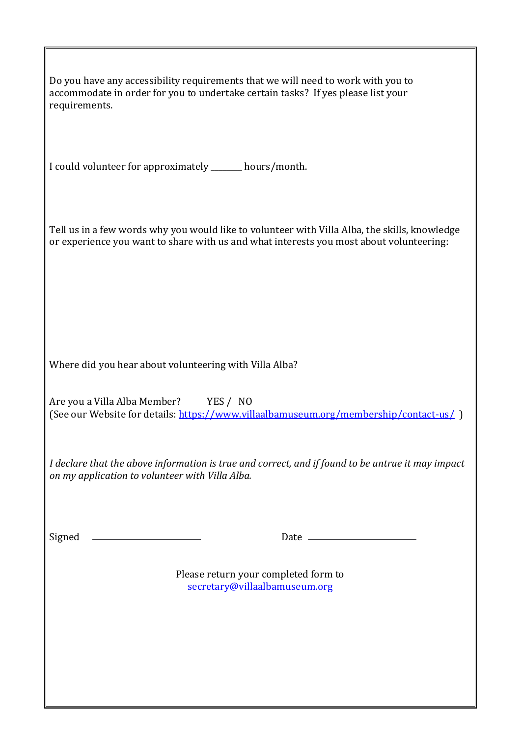Do you have any accessibility requirements that we will need to work with you to accommodate in order for you to undertake certain tasks? If yes please list your requirements.

I could volunteer for approximately _______ hours/month.

Tell us in a few words why you would like to volunteer with Villa Alba, the skills, knowledge or experience you want to share with us and what interests you most about volunteering:

Where did you hear about volunteering with Villa Alba?

Are you a Villa Alba Member? YES / NO
(See our Website for details: [https://www.villaalbamuseum.org/membership/contact-us/](https://www.villaalbamuseum.org/membership/contact-us/) )

*I declare that the above information is true and correct, and if found to be untrue it may impact on my application to volunteer with Villa Alba.*

Signed ____________________ Date ____________________

Please return your completed form to
[secretary@villaalbamuseum.org](mailto:secretary@villaalbamuseum.org)